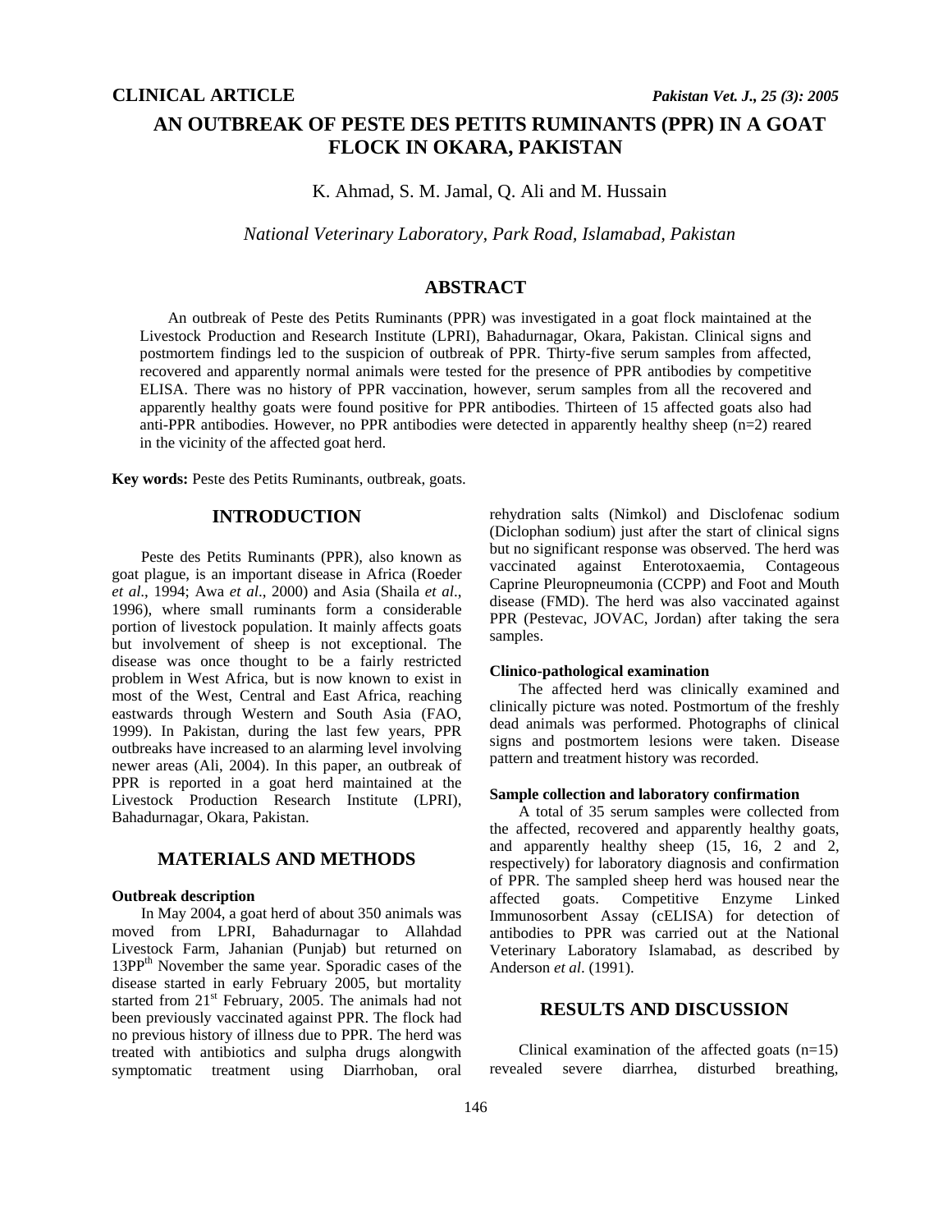**CLINICAL ARTICLE**

# AN OUTBREAK OF PESTE DES PETITS RUMINANTS (PPR) IN A GOAT FLOCK IN OKARA, PAKISTAN

K. Ahmad, S. M. Jamal, Q. Ali and M. Hussain

*National Veterinary Laboratory, Park Road, Islamabad, Pakistan*

## ABSTRACT

An outbreak of Peste des Petits Ruminants (PPR) was investigated in a goat flock maintained at the Livestock Production and Research Institute (LPRI), Bahadurnagar, Okara, Pakistan. Clinical signs and postmortem findings led to the suspicion of outbreak of PPR. Thirty-five serum samples from affected, recovered and apparently normal animals were tested for the presence of PPR antibodies by competitive ELISA. There was no history of PPR vaccination, however, serum samples from all the recovered and apparently healthy goats were found positive for PPR antibodies. Thirteen of 15 affected goats also had anti-PPR antibodies. However, no PPR antibodies were detected in apparently healthy sheep (n=2) reared in the vicinity of the affected goat herd.

**Key words:** Peste des Petits Ruminants, outbreak, goats.

## INTRODUCTION

Peste des Petits Ruminants (PPR), also known as goat plague, is an important disease in Africa (Roeder *et al*., 1994; Awa *et al*., 2000) and Asia (Shaila *et al*., 1996), where small ruminants form a considerable portion of livestock population. It mainly affects goats but involvement of sheep is not exceptional. The disease was once thought to be a fairly restricted problem in West Africa, but is now known to exist in most of the West, Central and East Africa, reaching eastwards through Western and South Asia (FAO, 1999). In Pakistan, during the last few years, PPR outbreaks have increased to an alarming level involving newer areas (Ali, 2004). In this paper, an outbreak of PPR is reported in a goat herd maintained at the Livestock Production Research Institute (LPRI), Bahadurnagar, Okara, Pakistan.

## MATERIALS AND METHODS

### Outbreak description

In May 2004, a goat herd of about 350 animals was moved from LPRI, Bahadurnagar to Allahdad Livestock Farm, Jahanian (Punjab) but returned on 13PP[th] November the same year. Sporadic cases of the disease started in early February 2005, but mortality started from 21[st] February, 2005. The animals had not been previously vaccinated against PPR. The flock had no previous history of illness due to PPR. The herd was treated with antibiotics and sulpha drugs alongwith symptomatic treatment using Diarrhoban, oral rehydration salts (Nimkol) and Disclofenac sodium (Diclophan sodium) just after the start of clinical signs but no significant response was observed. The herd was vaccinated against Enterotoxaemia, Contageous Caprine Pleuropneumonia (CCPP) and Foot and Mouth disease (FMD). The herd was also vaccinated against PPR (Pestevac, JOVAC, Jordan) after taking the sera samples.

### Clinico-pathological examination

The affected herd was clinically examined and clinically picture was noted. Postmortum of the freshly dead animals was performed. Photographs of clinical signs and postmortem lesions were taken. Disease pattern and treatment history was recorded.

### Sample collection and laboratory confirmation

A total of 35 serum samples were collected from the affected, recovered and apparently healthy goats, and apparently healthy sheep (15, 16, 2 and 2, respectively) for laboratory diagnosis and confirmation of PPR. The sampled sheep herd was housed near the affected goats. Competitive Enzyme Linked Immunosorbent Assay (cELISA) for detection of antibodies to PPR was carried out at the National Veterinary Laboratory Islamabad, as described by Anderson *et al*. (1991).

## RESULTS AND DISCUSSION

Clinical examination of the affected goats (n=15) revealed severe diarrhea, disturbed breathing,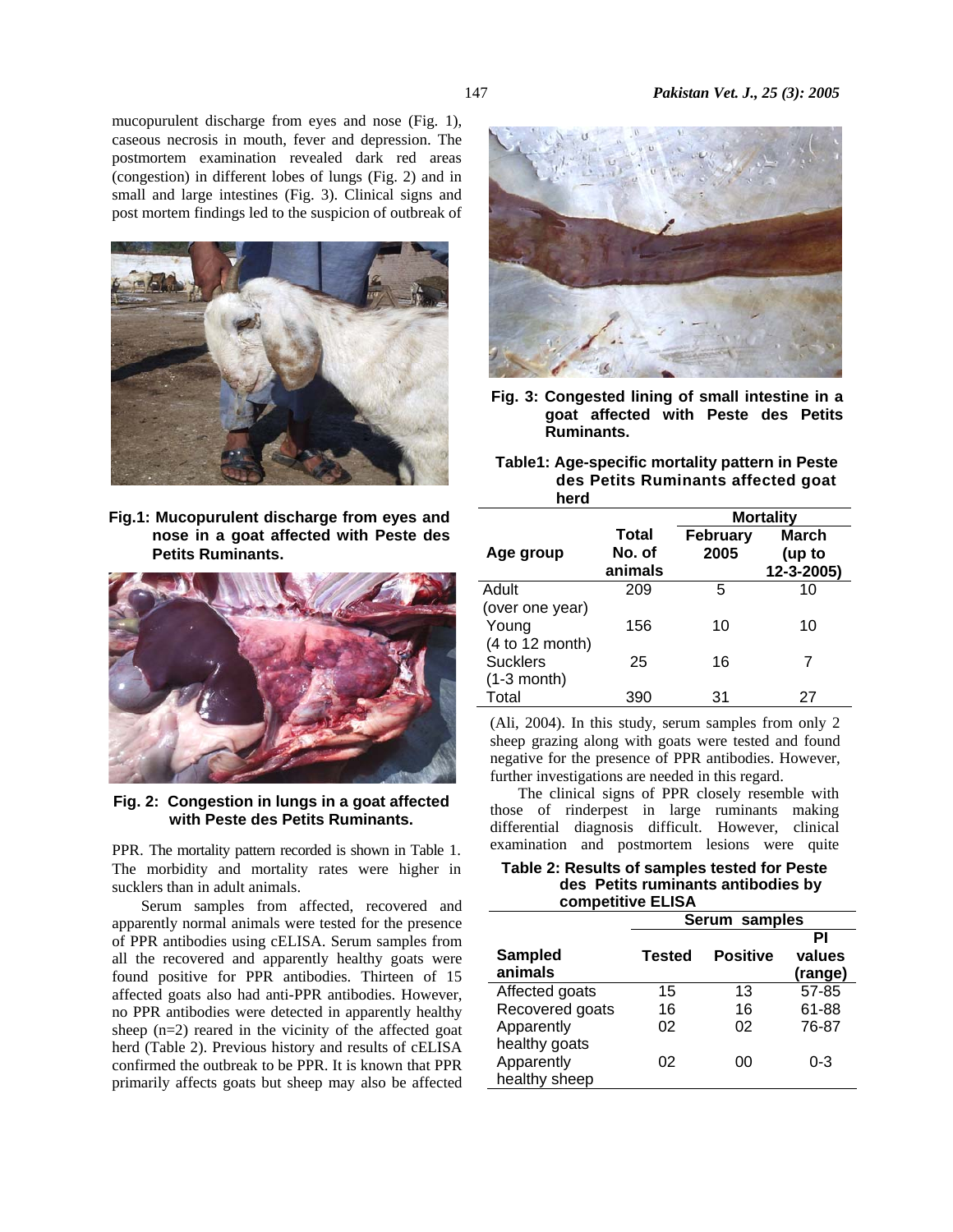mucopurulent discharge from eyes and nose (Fig. 1), caseous necrosis in mouth, fever and depression. The postmortem examination revealed dark red areas (congestion) in different lobes of lungs (Fig. 2) and in small and large intestines (Fig. 3). Clinical signs and post mortem findings led to the suspicion of outbreak of PPR. The mortality pattern recorded is shown in Table 1. The morbidity and mortality rates were higher in sucklers than in adult animals.

**Fig.1: Mucopurulent discharge from eyes and nose in a goat affected with Peste des Petits Ruminants.**

**Fig. 2: Congestion in lungs in a goat affected with Peste des Petits Ruminants.**

Serum samples from affected, recovered and apparently normal animals were tested for the presence of PPR antibodies using cELISA. Serum samples from all the recovered and apparently healthy goats were found positive for PPR antibodies. Thirteen of 15 affected goats also had anti-PPR antibodies. However, no PPR antibodies were detected in apparently healthy sheep (n=2) reared in the vicinity of the affected goat herd (Table 2). Previous history and results of cELISA confirmed the outbreak to be PPR. It is known that PPR primarily affects goats but sheep may also be affected (Ali, 2004). In this study, serum samples from only 2 sheep grazing along with goats were tested and found negative for the presence of PPR antibodies. However, further investigations are needed in this regard.

**Fig. 3: Congested lining of small intestine in a goat affected with Peste des Petits Ruminants.**

**Table1: Age-specific mortality pattern in Peste des Petits Ruminants affected goat herd**

| Age group | Total No. of animals | Mortality | |
|---|---|---|---|
| | | February 2005 | March (up to 12-3-2005) |
| Adult (over one year) | 209 | 5 | 10 |
| Young (4 to 12 month) | 156 | 10 | 10 |
| Sucklers (1-3 month) | 25 | 16 | 7 |
| Total | 390 | 31 | 27 |

The clinical signs of PPR closely resemble with those of rinderpest in large ruminants making differential diagnosis difficult. However, clinical examination and postmortem lesions were quite

**Table 2: Results of samples tested for Peste des Petits ruminants antibodies by competitive ELISA**

| Sampled animals | Serum samples | | |
|---|---|---|---|
| | Tested | Positive | PI values (range) |
| Affected goats | 15 | 13 | 57-85 |
| Recovered goats | 16 | 16 | 61-88 |
| Apparently healthy goats | 02 | 02 | 76-87 |
| Apparently healthy sheep | 02 | 00 | 0-3 |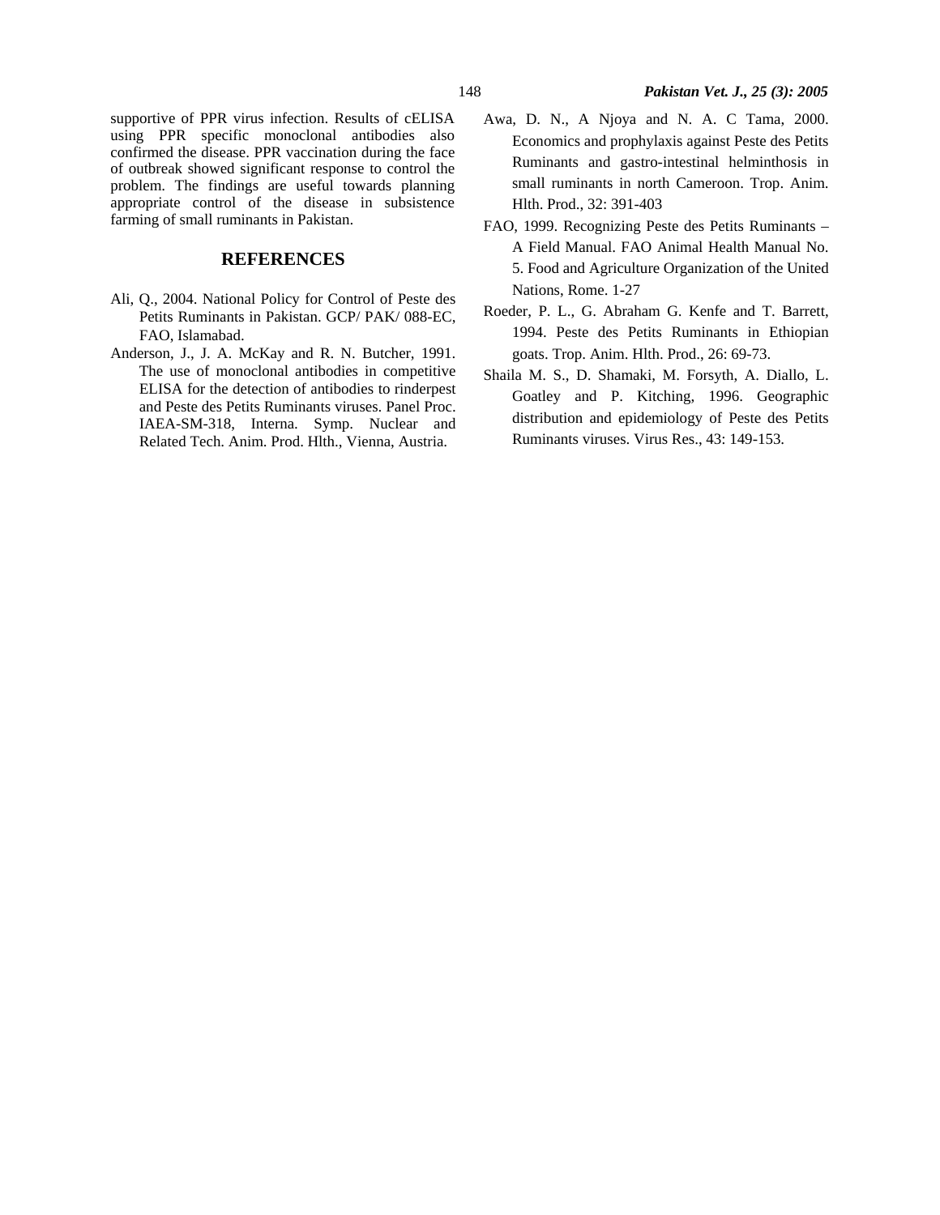supportive of PPR virus infection. Results of cELISA using PPR specific monoclonal antibodies also confirmed the disease. PPR vaccination during the face of outbreak showed significant response to control the problem. The findings are useful towards planning appropriate control of the disease in subsistence farming of small ruminants in Pakistan.

## REFERENCES

Ali, Q., 2004. National Policy for Control of Peste des Petits Ruminants in Pakistan. GCP/ PAK/ 088-EC, FAO, Islamabad.

Anderson, J., J. A. McKay and R. N. Butcher, 1991. The use of monoclonal antibodies in competitive ELISA for the detection of antibodies to rinderpest and Peste des Petits Ruminants viruses. Panel Proc. IAEA-SM-318, Interna. Symp. Nuclear and Related Tech. Anim. Prod. Hlth., Vienna, Austria.

Awa, D. N., A Njoya and N. A. C Tama, 2000. Economics and prophylaxis against Peste des Petits Ruminants and gastro-intestinal helminthosis in small ruminants in north Cameroon. Trop. Anim. Hlth. Prod., 32: 391-403

FAO, 1999. Recognizing Peste des Petits Ruminants – A Field Manual. FAO Animal Health Manual No. 5. Food and Agriculture Organization of the United Nations, Rome. 1-27

Roeder, P. L., G. Abraham G. Kenfe and T. Barrett, 1994. Peste des Petits Ruminants in Ethiopian goats. Trop. Anim. Hlth. Prod., 26: 69-73.

Shaila M. S., D. Shamaki, M. Forsyth, A. Diallo, L. Goatley and P. Kitching, 1996. Geographic distribution and epidemiology of Peste des Petits Ruminants viruses. Virus Res., 43: 149-153.